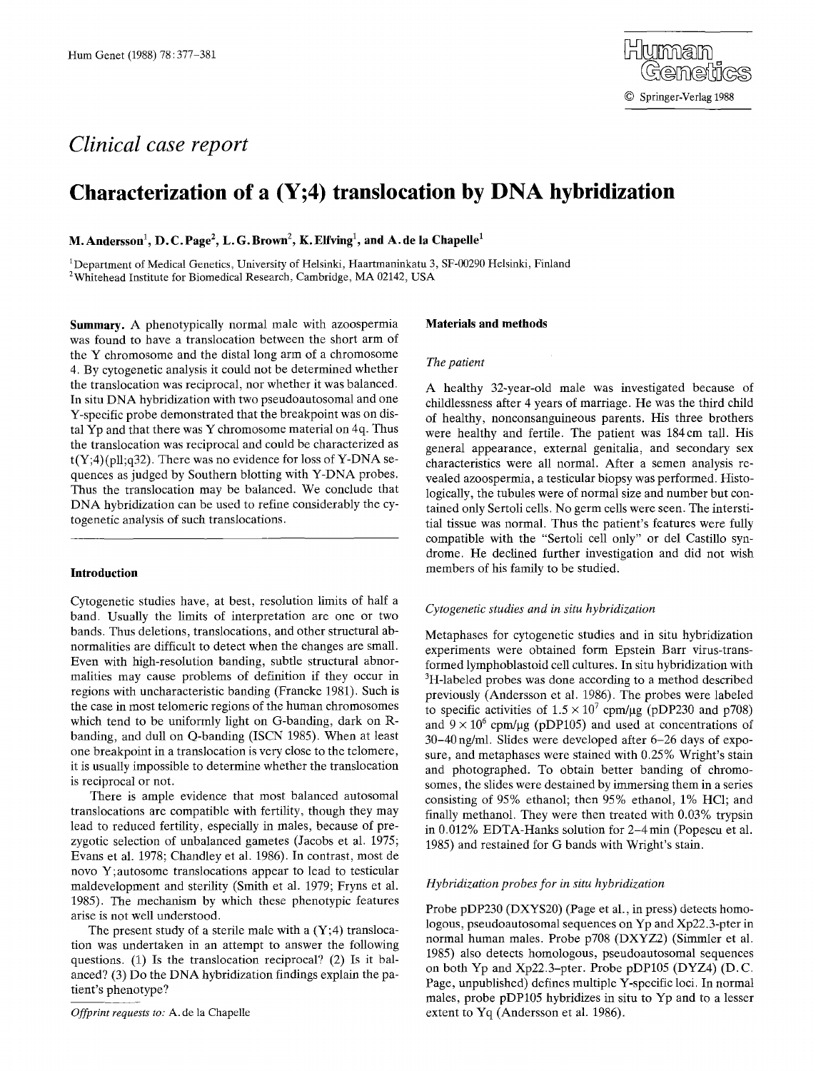*Clinical case report*

# Characterization of a (Y;4) translocation by DNA hybridization

**M. Andersson**[1], **D. C. Page**[2], **L. G. Brown**[2], **K. Elfving**[1], **and A. de la Chapelle**[1]

[1]Department of Medical Genetics, University of Helsinki, Haartmaninkatu 3, SF-00290 Helsinki, Finland
[2]Whitehead Institute for Biomedical Research, Cambridge, MA 02142, USA

**Summary.** A phenotypically normal male with azoospermia was found to have a translocation between the short arm of the Y chromosome and the distal long arm of a chromosome 4. By cytogenetic analysis it could not be determined whether the translocation was reciprocal, nor whether it was balanced. In situ DNA hybridization with two pseudoautosomal and one Y-specific probe demonstrated that the breakpoint was on distal Yp and that there was Y chromosome material on 4q. Thus the translocation was reciprocal and could be characterized as t(Y;4)(pll;q32). There was no evidence for loss of Y-DNA sequences as judged by Southern blotting with Y-DNA probes. Thus the translocation may be balanced. We conclude that DNA hybridization can be used to refine considerably the cytogenetic analysis of such translocations.

## Introduction

Cytogenetic studies have, at best, resolution limits of half a band. Usually the limits of interpretation are one or two bands. Thus deletions, translocations, and other structural abnormalities are difficult to detect when the changes are small. Even with high-resolution banding, subtle structural abnormalities may cause problems of definition if they occur in regions with uncharacteristic banding (Francke 1981). Such is the case in most telomeric regions of the human chromosomes which tend to be uniformly light on G-banding, dark on R-banding, and dull on Q-banding (ISCN 1985). When at least one breakpoint in a translocation is very close to the telomere, it is usually impossible to determine whether the translocation is reciprocal or not.

There is ample evidence that most balanced autosomal translocations are compatible with fertility, though they may lead to reduced fertility, especially in males, because of prezygotic selection of unbalanced gametes (Jacobs et al. 1975; Evans et al. 1978; Chandley et al. 1986). In contrast, most de novo Y;autosome translocations appear to lead to testicular maldevelopment and sterility (Smith et al. 1979; Fryns et al. 1985). The mechanism by which these phenotypic features arise is not well understood.

The present study of a sterile male with a (Y;4) translocation was undertaken in an attempt to answer the following questions. (1) Is the translocation reciprocal? (2) Is it balanced? (3) Do the DNA hybridization findings explain the patient's phenotype?

*Offprint requests to:* A. de la Chapelle

## Materials and methods

### *The patient*

A healthy 32-year-old male was investigated because of childlessness after 4 years of marriage. He was the third child of healthy, nonconsanguineous parents. His three brothers were healthy and fertile. The patient was 184 cm tall. His general appearance, external genitalia, and secondary sex characteristics were all normal. After a semen analysis revealed azoospermia, a testicular biopsy was performed. Histologically, the tubules were of normal size and number but contained only Sertoli cells. No germ cells were seen. The interstitial tissue was normal. Thus the patient's features were fully compatible with the "Sertoli cell only" or del Castillo syndrome. He declined further investigation and did not wish members of his family to be studied.

### *Cytogenetic studies and in situ hybridization*

Metaphases for cytogenetic studies and in situ hybridization experiments were obtained form Epstein Barr virus-transformed lymphoblastoid cell cultures. In situ hybridization with $^{3}$H-labeled probes was done according to a method described previously (Andersson et al. 1986). The probes were labeled to specific activities of $1.5 \times 10^{7}$ cpm/μg (pDP230 and p708) and $9 \times 10^{6}$ cpm/μg (pDP105) and used at concentrations of 30–40 ng/ml. Slides were developed after 6–26 days of exposure, and metaphases were stained with 0.25% Wright's stain and photographed. To obtain better banding of chromosomes, the slides were destained by immersing them in a series consisting of 95% ethanol; then 95% ethanol, 1% HCl; and finally methanol. They were then treated with 0.03% trypsin in 0.012% EDTA-Hanks solution for 2–4 min (Popescu et al. 1985) and restained for G bands with Wright's stain.

### *Hybridization probes for in situ hybridization*

Probe pDP230 (DXYS20) (Page et al., in press) detects homologous, pseudoautosomal sequences on Yp and Xp22.3-pter in normal human males. Probe p708 (DXYZ2) (Simmler et al. 1985) also detects homologous, pseudoautosomal sequences on both Yp and Xp22.3-pter. Probe pDP105 (DYZ4) (D. C. Page, unpublished) defines multiple Y-specific loci. In normal males, probe pDP105 hybridizes in situ to Yp and to a lesser extent to Yq (Andersson et al. 1986).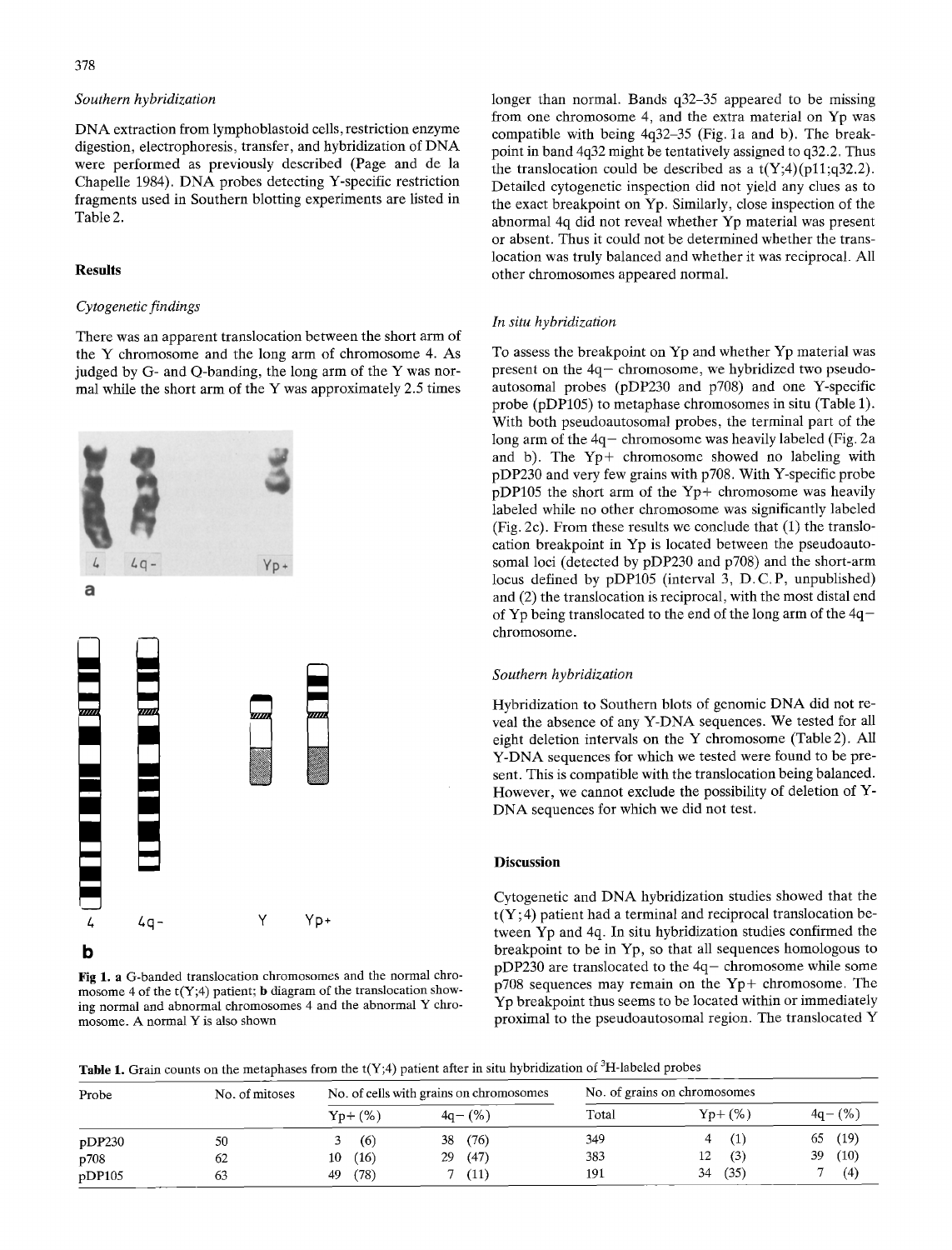### Southern hybridization

DNA extraction from lymphoblastoid cells, restriction enzyme digestion, electrophoresis, transfer, and hybridization of DNA were performed as previously described (Page and de la Chapelle 1984). DNA probes detecting Y-specific restriction fragments used in Southern blotting experiments are listed in Table 2.

## Results

### Cytogenetic findings

There was an apparent translocation between the short arm of the Y chromosome and the long arm of chromosome 4. As judged by G- and Q-banding, the long arm of the Y was normal while the short arm of the Y was approximately 2.5 times longer than normal. Bands q32–35 appeared to be missing from one chromosome 4, and the extra material on Yp was compatible with being 4q32–35 (Fig. 1a and b). The breakpoint in band 4q32 might be tentatively assigned to q32.2. Thus the translocation could be described as a t(Y;4)(p11;q32.2). Detailed cytogenetic inspection did not yield any clues as to the exact breakpoint on Yp. Similarly, close inspection of the abnormal 4q did not reveal whether Yp material was present or absent. Thus it could not be determined whether the translocation was truly balanced and whether it was reciprocal. All other chromosomes appeared normal.

**Fig 1.** **a** G-banded translocation chromosomes and the normal chromosome 4 of the t(Y;4) patient; **b** diagram of the translocation showing normal and abnormal chromosomes 4 and the abnormal Y chromosome. A normal Y is also shown

### In situ hybridization

To assess the breakpoint on Yp and whether Yp material was present on the 4q− chromosome, we hybridized two pseudoautosomal probes (pDP230 and p708) and one Y-specific probe (pDP105) to metaphase chromosomes in situ (Table 1). With both pseudoautosomal probes, the terminal part of the long arm of the 4q− chromosome was heavily labeled (Fig. 2a and b). The Yp+ chromosome showed no labeling with pDP230 and very few grains with p708. With Y-specific probe pDP105 the short arm of the Yp+ chromosome was heavily labeled while no other chromosome was significantly labeled (Fig. 2c). From these results we conclude that (1) the translocation breakpoint in Yp is located between the pseudoautosomal loci (detected by pDP230 and p708) and the short-arm locus defined by pDP105 (interval 3, D.C.P, unpublished) and (2) the translocation is reciprocal, with the most distal end of Yp being translocated to the end of the long arm of the 4q− chromosome.

### Southern hybridization

Hybridization to Southern blots of genomic DNA did not reveal the absence of any Y-DNA sequences. We tested for all eight deletion intervals on the Y chromosome (Table 2). All Y-DNA sequences for which we tested were found to be present. This is compatible with the translocation being balanced. However, we cannot exclude the possibility of deletion of Y-DNA sequences for which we did not test.

## Discussion

Cytogenetic and DNA hybridization studies showed that the t(Y;4) patient had a terminal and reciprocal translocation between Yp and 4q. In situ hybridization studies confirmed the breakpoint to be in Yp, so that all sequences homologous to pDP230 are translocated to the 4q− chromosome while some p708 sequences may remain on the Yp+ chromosome. The Yp breakpoint thus seems to be located within or immediately proximal to the pseudoautosomal region. The translocated Y

**Table 1.** Grain counts on the metaphases from the t(Y;4) patient after in situ hybridization of $^{3}$H-labeled probes

| Probe | No. of mitoses | No. of cells with grains on chromosomes | | No. of grains on chromosomes | | |
|---|---|---|---|---|---|---|
| | | Yp+ (%) | 4q− (%) | Total | Yp+ (%) | 4q− (%) |
| pDP230 | 50 | 3 (6) | 38 (76) | 349 | 4 (1) | 65 (19) |
| p708 | 62 | 10 (16) | 29 (47) | 383 | 12 (3) | 39 (10) |
| pDP105 | 63 | 49 (78) | 7 (11) | 191 | 34 (35) | 7 (4) |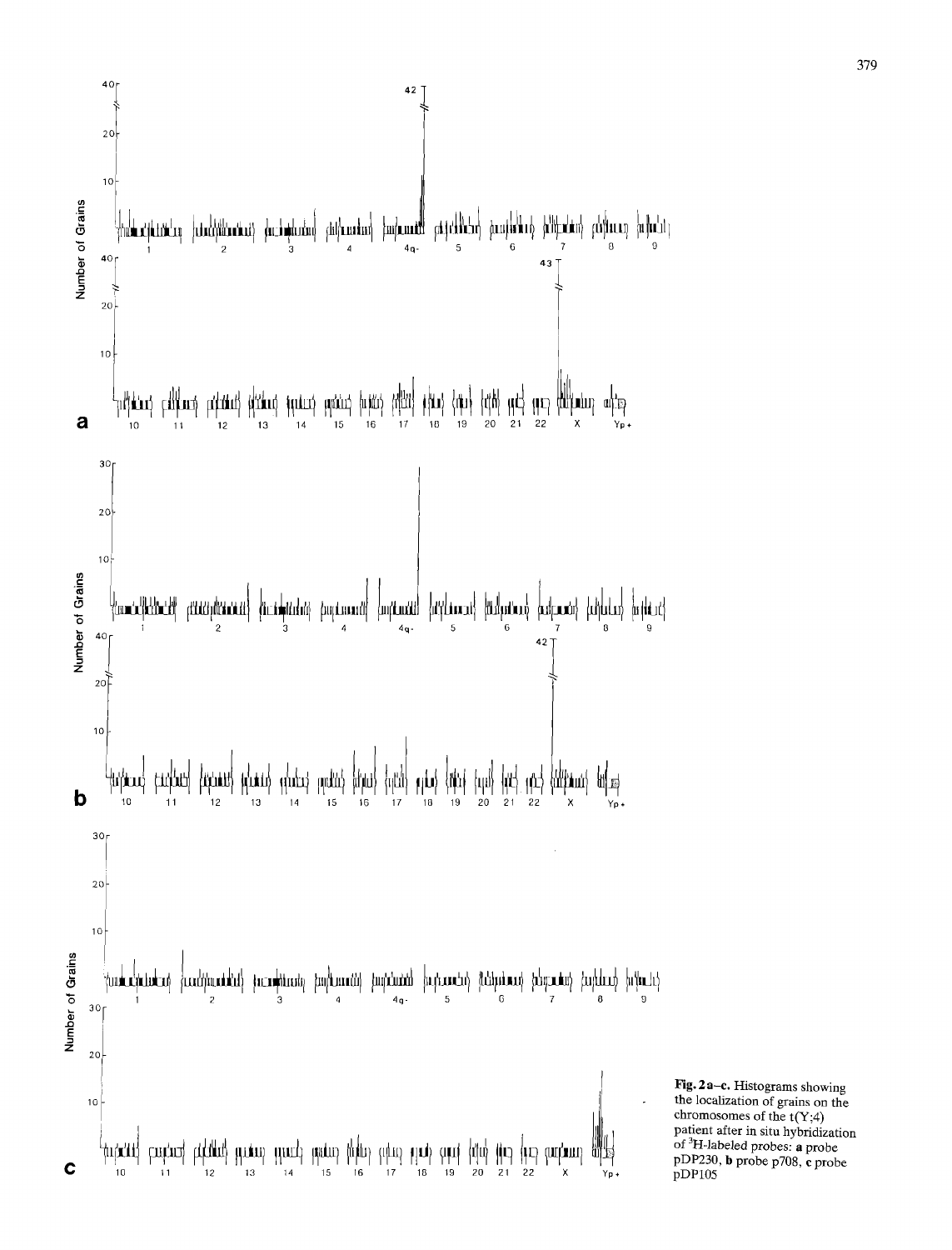**Fig. 2a–c.** Histograms showing the localization of grains on the chromosomes of the t(Y;4) patient after in situ hybridization of $^{3}H$-labeled probes: **a** probe pDP230, **b** probe p708, **c** probe pDP105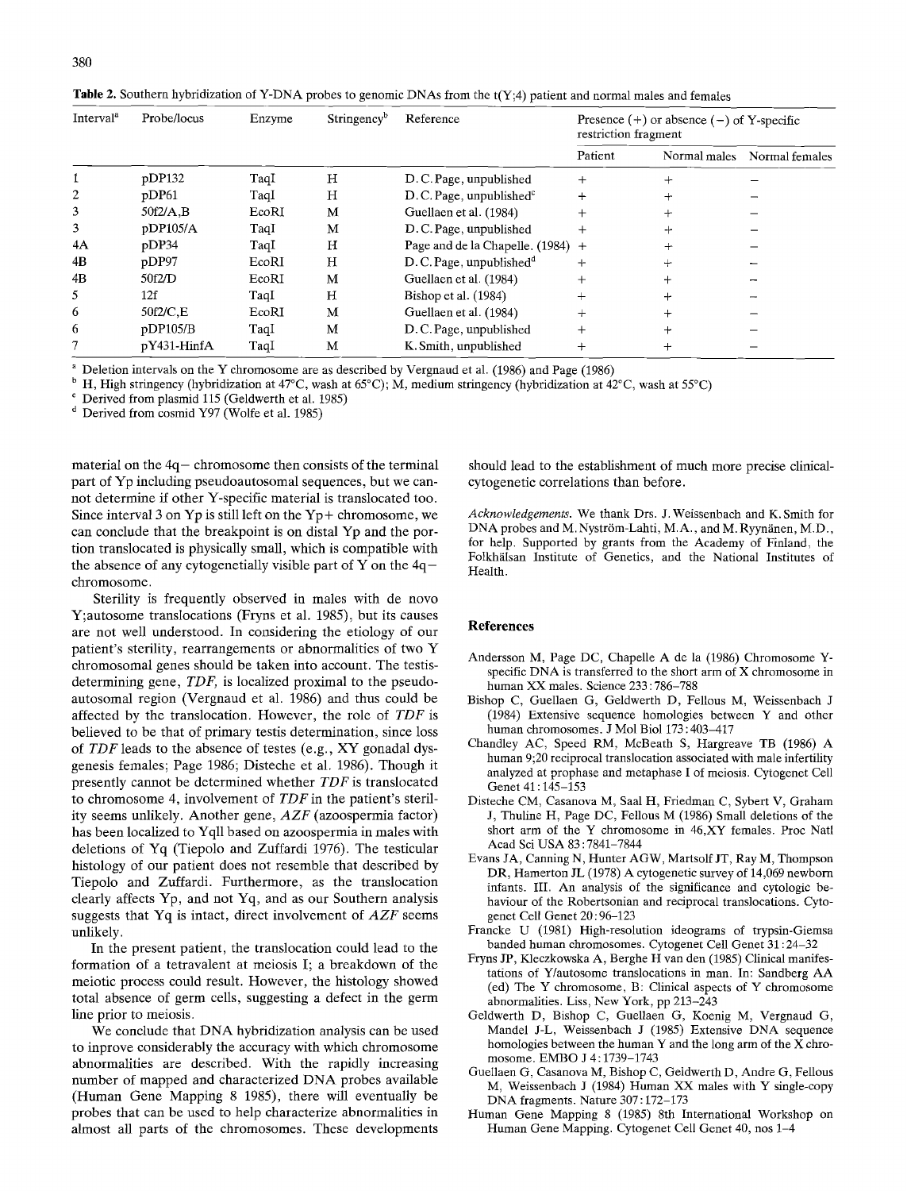**Table 2.** Southern hybridization of Y-DNA probes to genomic DNAs from the t(Y;4) patient and normal males and females

| Interval[a] | Probe/locus | Enzyme | Stringency[b] | Reference | Presence (+) or absence (−) of Y-specific restriction fragment | | |
|---|---|---|---|---|---|---|---|
| | | | | | Patient | Normal males | Normal females |
| 1 | pDP132 | TaqI | H | D. C. Page, unpublished | + | + | − |
| 2 | pDP61 | TaqI | H | D. C. Page, unpublished[c] | + | + | − |
| 3 | 50f2/A,B | EcoRI | M | Guellaen et al. (1984) | + | + | − |
| 3 | pDP105/A | TaqI | M | D. C. Page, unpublished | + | + | − |
| 4A | pDP34 | TaqI | H | Page and de la Chapelle. (1984) | + | + | − |
| 4B | pDP97 | EcoRI | H | D. C. Page, unpublished[d] | + | + | − |
| 4B | 50f2/D | EcoRI | M | Guellaen et al. (1984) | + | + | − |
| 5 | 12f | TaqI | H | Bishop et al. (1984) | + | + | − |
| 6 | 50f2/C,E | EcoRI | M | Guellaen et al. (1984) | + | + | − |
| 6 | pDP105/B | TaqI | M | D. C. Page, unpublished | + | + | − |
| 7 | pY431-HinfA | TaqI | M | K. Smith, unpublished | + | + | − |

[a] Deletion intervals on the Y chromosome are as described by Vergnaud et al. (1986) and Page (1986)

[b] H, High stringency (hybridization at 47°C, wash at 65°C); M, medium stringency (hybridization at 42°C, wash at 55°C)

[c] Derived from plasmid 115 (Geldwerth et al. 1985)

[d] Derived from cosmid Y97 (Wolfe et al. 1985)

material on the 4q− chromosome then consists of the terminal part of Yp including pseudoautosomal sequences, but we cannot determine if other Y-specific material is translocated too. Since interval 3 on Yp is still left on the Yp+ chromosome, we can conclude that the breakpoint is on distal Yp and the portion translocated is physically small, which is compatible with the absence of any cytogenetially visible part of Y on the 4q− chromosome.

Sterility is frequently observed in males with de novo Y;autosome translocations (Fryns et al. 1985), but its causes are not well understood. In considering the etiology of our patient's sterility, rearrangements or abnormalities of two Y chromosomal genes should be taken into account. The testis-determining gene, *TDF*, is localized proximal to the pseudoautosomal region (Vergnaud et al. 1986) and thus could be affected by the translocation. However, the role of *TDF* is believed to be that of primary testis determination, since loss of *TDF* leads to the absence of testes (e.g., XY gonadal dysgenesis females; Page 1986; Disteche et al. 1986). Though it presently cannot be determined whether *TDF* is translocated to chromosome 4, involvement of *TDF* in the patient's sterility seems unlikely. Another gene, *AZF* (azoospermia factor) has been localized to Yq11 based on azoospermia in males with deletions of Yq (Tiepolo and Zuffardi 1976). The testicular histology of our patient does not resemble that described by Tiepolo and Zuffardi. Furthermore, as the translocation clearly affects Yp, and not Yq, and as our Southern analysis suggests that Yq is intact, direct involvement of *AZF* seems unlikely.

In the present patient, the translocation could lead to the formation of a tetravalent at meiosis I; a breakdown of the meiotic process could result. However, the histology showed total absence of germ cells, suggesting a defect in the germ line prior to meiosis.

We conclude that DNA hybridization analysis can be used to inprove considerably the accuracy with which chromosome abnormalities are described. With the rapidly increasing number of mapped and characterized DNA probes available (Human Gene Mapping 8 1985), there will eventually be probes that can be used to help characterize abnormalities in almost all parts of the chromosomes. These developments should lead to the establishment of much more precise clinical-cytogenetic correlations than before.

*Acknowledgements.* We thank Drs. J. Weissenbach and K. Smith for DNA probes and M. Nyström-Lahti, M.A., and M. Ryynänen, M.D., for help. Supported by grants from the Academy of Finland, the Folkhälsan Institute of Genetics, and the National Institutes of Health.

## References

Andersson M, Page DC, Chapelle A de la (1986) Chromosome Y-specific DNA is transferred to the short arm of X chromosome in human XX males. Science 233:786–788

Bishop C, Guellaen G, Geldwerth D, Fellous M, Weissenbach J (1984) Extensive sequence homologies between Y and other human chromosomes. J Mol Biol 173:403–417

Chandley AC, Speed RM, McBeath S, Hargreave TB (1986) A human 9;20 reciprocal translocation associated with male infertility analyzed at prophase and metaphase I of meiosis. Cytogenet Cell Genet 41:145–153

Disteche CM, Casanova M, Saal H, Friedman C, Sybert V, Graham J, Thuline H, Page DC, Fellous M (1986) Small deletions of the short arm of the Y chromosome in 46,XY females. Proc Natl Acad Sci USA 83:7841–7844

Evans JA, Canning N, Hunter AGW, Martsolf JT, Ray M, Thompson DR, Hamerton JL (1978) A cytogenetic survey of 14,069 newborn infants. III. An analysis of the significance and cytologic behaviour of the Robertsonian and reciprocal translocations. Cytogenet Cell Genet 20:96–123

Francke U (1981) High-resolution ideograms of trypsin-Giemsa banded human chromosomes. Cytogenet Cell Genet 31:24–32

Fryns JP, Kleczkowska A, Berghe H van den (1985) Clinical manifestations of Y/autosome translocations in man. In: Sandberg AA (ed) The Y chromosome, B: Clinical aspects of Y chromosome abnormalities. Liss, New York, pp 213–243

Geldwerth D, Bishop C, Guellaen G, Koenig M, Vergnaud G, Mandel J-L, Weissenbach J (1985) Extensive DNA sequence homologies between the human Y and the long arm of the X chromosome. EMBO J 4:1739–1743

Guellaen G, Casanova M, Bishop C, Geldwerth D, Andre G, Fellous M, Weissenbach J (1984) Human XX males with Y single-copy DNA fragments. Nature 307:172–173

Human Gene Mapping 8 (1985) 8th International Workshop on Human Gene Mapping. Cytogenet Cell Genet 40, nos 1–4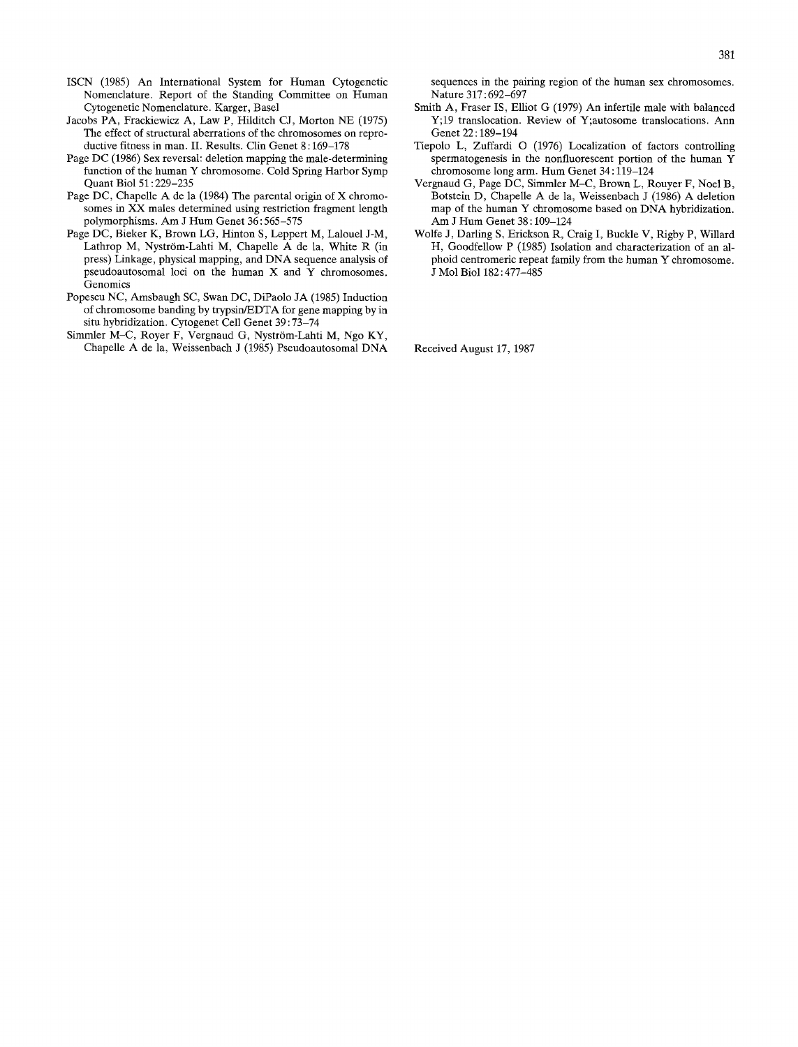ISCN (1985) An International System for Human Cytogenetic Nomenclature. Report of the Standing Committee on Human Cytogenetic Nomenclature. Karger, Basel

Jacobs PA, Frackiewicz A, Law P, Hilditch CJ, Morton NE (1975) The effect of structural aberrations of the chromosomes on reproductive fitness in man. II. Results. Clin Genet 8:169–178

Page DC (1986) Sex reversal: deletion mapping the male-determining function of the human Y chromosome. Cold Spring Harbor Symp Quant Biol 51:229–235

Page DC, Chapelle A de la (1984) The parental origin of X chromosomes in XX males determined using restriction fragment length polymorphisms. Am J Hum Genet 36:565–575

Page DC, Bieker K, Brown LG, Hinton S, Leppert M, Lalouel J-M, Lathrop M, Nyström-Lahti M, Chapelle A de la, White R (in press) Linkage, physical mapping, and DNA sequence analysis of pseudoautosomal loci on the human X and Y chromosomes. Genomics

Popescu NC, Amsbaugh SC, Swan DC, DiPaolo JA (1985) Induction of chromosome banding by trypsin/EDTA for gene mapping by in situ hybridization. Cytogenet Cell Genet 39:73–74

Simmler M-C, Royer F, Vergnaud G, Nyström-Lahti M, Ngo KY, Chapelle A de la, Weissenbach J (1985) Pseudoautosomal DNA sequences in the pairing region of the human sex chromosomes. Nature 317:692–697

Smith A, Fraser IS, Elliot G (1979) An infertile male with balanced Y;19 translocation. Review of Y;autosome translocations. Ann Genet 22:189–194

Tiepolo L, Zuffardi O (1976) Localization of factors controlling spermatogenesis in the nonfluorescent portion of the human Y chromosome long arm. Hum Genet 34:119–124

Vergnaud G, Page DC, Simmler M-C, Brown L, Rouyer F, Noel B, Botstein D, Chapelle A de la, Weissenbach J (1986) A deletion map of the human Y chromosome based on DNA hybridization. Am J Hum Genet 38:109–124

Wolfe J, Darling S, Erickson R, Craig I, Buckle V, Rigby P, Willard H, Goodfellow P (1985) Isolation and characterization of an alphoid centromeric repeat family from the human Y chromosome. J Mol Biol 182:477–485

Received August 17, 1987